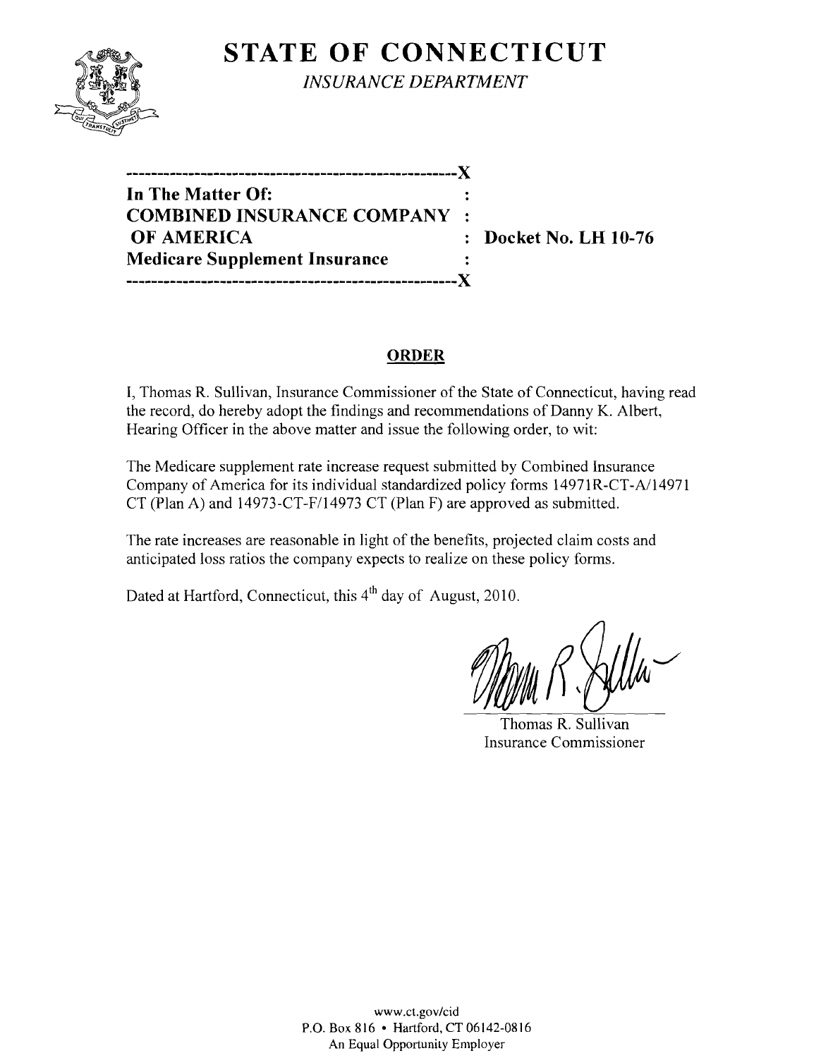# STATE OF CONNECTICUT

*INSURANCE DEPARTMENT*

---------------------------------------------------X
**In The Matter Of:** :
**COMBINED INSURANCE COMPANY** :
**OF AMERICA** : **Docket No. LH 10-76**
**Medicare Supplement Insurance** :
---------------------------------------------------X

## ORDER

I, Thomas R. Sullivan, Insurance Commissioner of the State of Connecticut, having read the record, do hereby adopt the findings and recommendations of Danny K. Albert, Hearing Officer in the above matter and issue the following order, to wit:

The Medicare supplement rate increase request submitted by Combined Insurance Company of America for its individual standardized policy forms 14971R-CT-A/14971 CT (Plan A) and 14973-CT-F/14973 CT (Plan F) are approved as submitted.

The rate increases are reasonable in light of the benefits, projected claim costs and anticipated loss ratios the company expects to realize on these policy forms.

Dated at Hartford, Connecticut, this 4th day of August, 2010.

Thomas R. Sullivan
Insurance Commissioner

www.ct.gov/cid
P.O. Box 816 • Hartford, CT 06142-0816
An Equal Opportunity Employer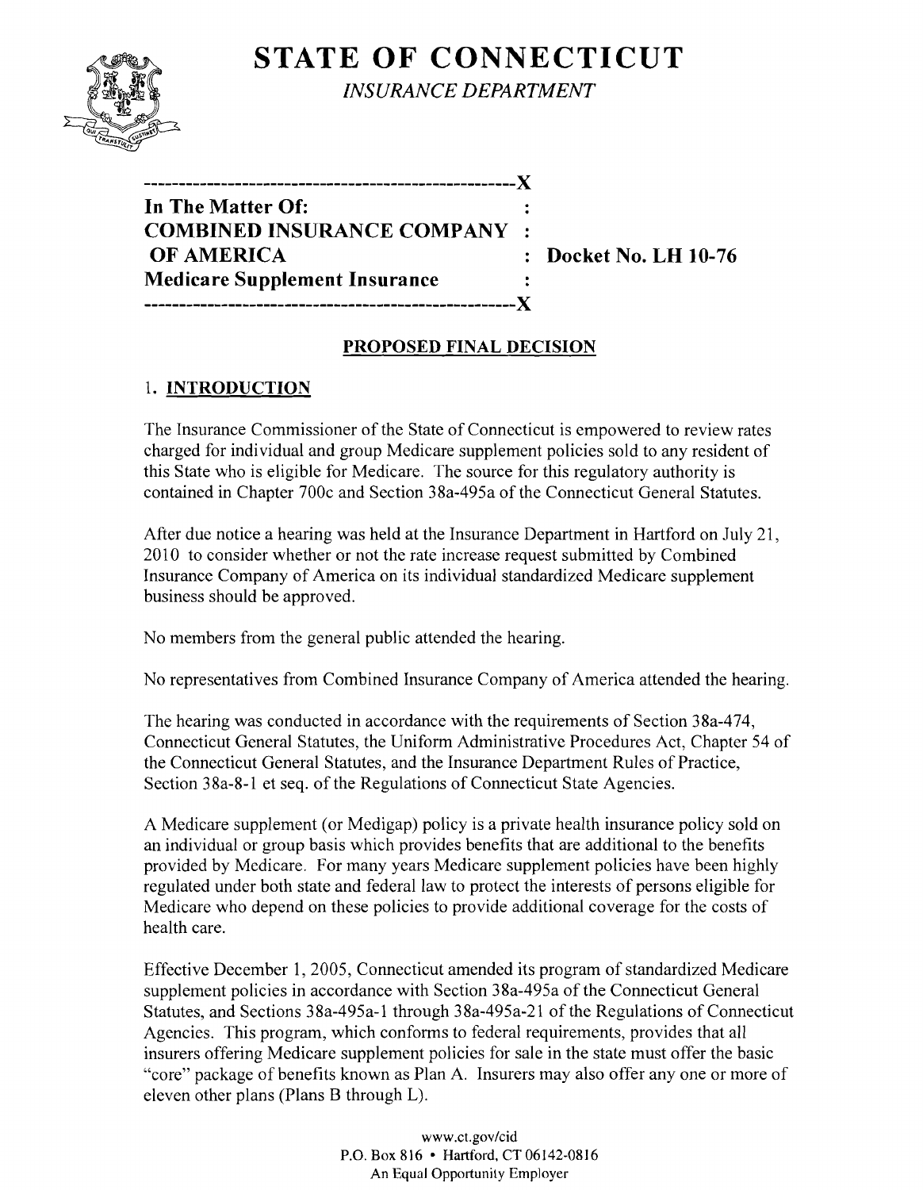# STATE OF CONNECTICUT

*INSURANCE DEPARTMENT*

---

**In The Matter Of:**
**COMBINED INSURANCE COMPANY OF AMERICA**
**Medicare Supplement Insurance**

**Docket No. LH 10-76**

---

## PROPOSED FINAL DECISION

### 1. INTRODUCTION

The Insurance Commissioner of the State of Connecticut is empowered to review rates charged for individual and group Medicare supplement policies sold to any resident of this State who is eligible for Medicare. The source for this regulatory authority is contained in Chapter 700c and Section 38a-495a of the Connecticut General Statutes.

After due notice a hearing was held at the Insurance Department in Hartford on July 21, 2010 to consider whether or not the rate increase request submitted by Combined Insurance Company of America on its individual standardized Medicare supplement business should be approved.

No members from the general public attended the hearing.

No representatives from Combined Insurance Company of America attended the hearing.

The hearing was conducted in accordance with the requirements of Section 38a-474, Connecticut General Statutes, the Uniform Administrative Procedures Act, Chapter 54 of the Connecticut General Statutes, and the Insurance Department Rules of Practice, Section 38a-8-1 et seq. of the Regulations of Connecticut State Agencies.

A Medicare supplement (or Medigap) policy is a private health insurance policy sold on an individual or group basis which provides benefits that are additional to the benefits provided by Medicare. For many years Medicare supplement policies have been highly regulated under both state and federal law to protect the interests of persons eligible for Medicare who depend on these policies to provide additional coverage for the costs of health care.

Effective December 1, 2005, Connecticut amended its program of standardized Medicare supplement policies in accordance with Section 38a-495a of the Connecticut General Statutes, and Sections 38a-495a-1 through 38a-495a-21 of the Regulations of Connecticut Agencies. This program, which conforms to federal requirements, provides that all insurers offering Medicare supplement policies for sale in the state must offer the basic "core" package of benefits known as Plan A. Insurers may also offer any one or more of eleven other plans (Plans B through L).

www.ct.gov/cid
P.O. Box 816 • Hartford, CT 06142-0816
An Equal Opportunity Employer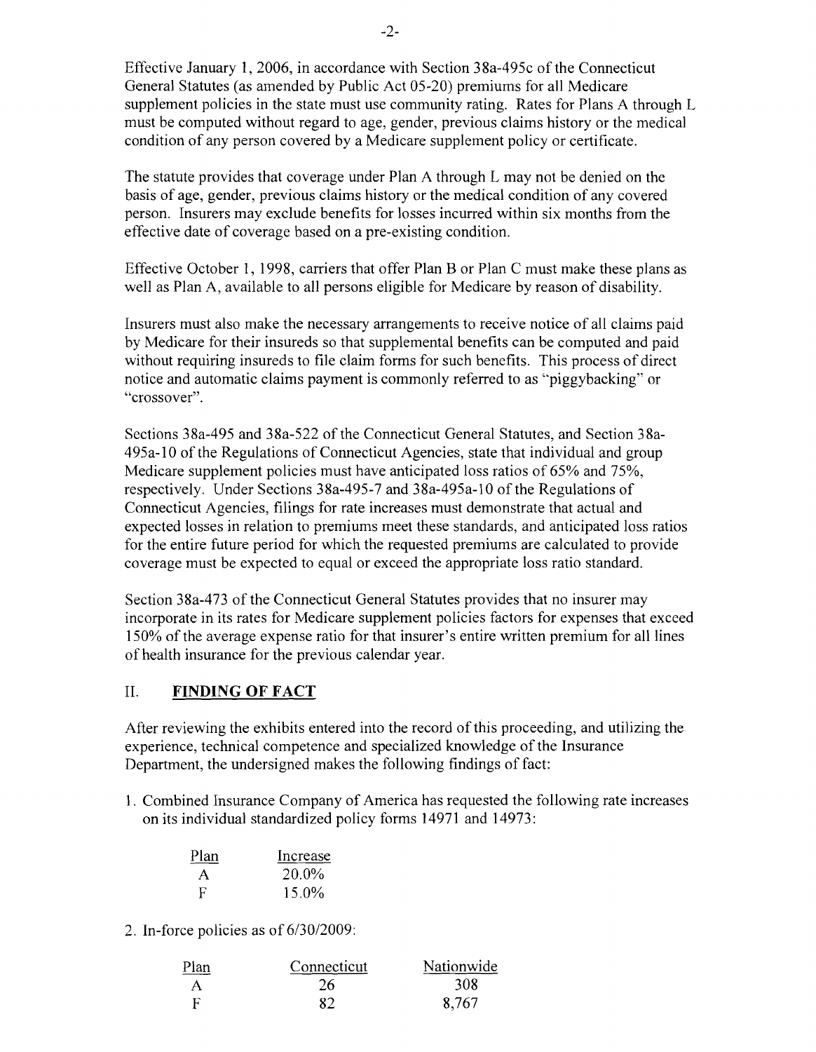Effective January 1, 2006, in accordance with Section 38a-495c of the Connecticut General Statutes (as amended by Public Act 05-20) premiums for all Medicare supplement policies in the state must use community rating. Rates for Plans A through L must be computed without regard to age, gender, previous claims history or the medical condition of any person covered by a Medicare supplement policy or certificate.

The statute provides that coverage under Plan A through L may not be denied on the basis of age, gender, previous claims history or the medical condition of any covered person. Insurers may exclude benefits for losses incurred within six months from the effective date of coverage based on a pre-existing condition.

Effective October 1, 1998, carriers that offer Plan B or Plan C must make these plans as well as Plan A, available to all persons eligible for Medicare by reason of disability.

Insurers must also make the necessary arrangements to receive notice of all claims paid by Medicare for their insureds so that supplemental benefits can be computed and paid without requiring insureds to file claim forms for such benefits. This process of direct notice and automatic claims payment is commonly referred to as "piggybacking" or "crossover".

Sections 38a-495 and 38a-522 of the Connecticut General Statutes, and Section 38a-495a-10 of the Regulations of Connecticut Agencies, state that individual and group Medicare supplement policies must have anticipated loss ratios of 65% and 75%, respectively. Under Sections 38a-495-7 and 38a-495a-10 of the Regulations of Connecticut Agencies, filings for rate increases must demonstrate that actual and expected losses in relation to premiums meet these standards, and anticipated loss ratios for the entire future period for which the requested premiums are calculated to provide coverage must be expected to equal or exceed the appropriate loss ratio standard.

Section 38a-473 of the Connecticut General Statutes provides that no insurer may incorporate in its rates for Medicare supplement policies factors for expenses that exceed 150% of the average expense ratio for that insurer's entire written premium for all lines of health insurance for the previous calendar year.

## II. FINDING OF FACT

After reviewing the exhibits entered into the record of this proceeding, and utilizing the experience, technical competence and specialized knowledge of the Insurance Department, the undersigned makes the following findings of fact:

1. Combined Insurance Company of America has requested the following rate increases on its individual standardized policy forms 14971 and 14973:

| Plan | Increase |
|---|---|
| A | 20.0% |
| F | 15.0% |

2. In-force policies as of 6/30/2009:

| Plan | Connecticut | Nationwide |
|---|---|---|
| A | 26 | 308 |
| F | 82 | 8,767 |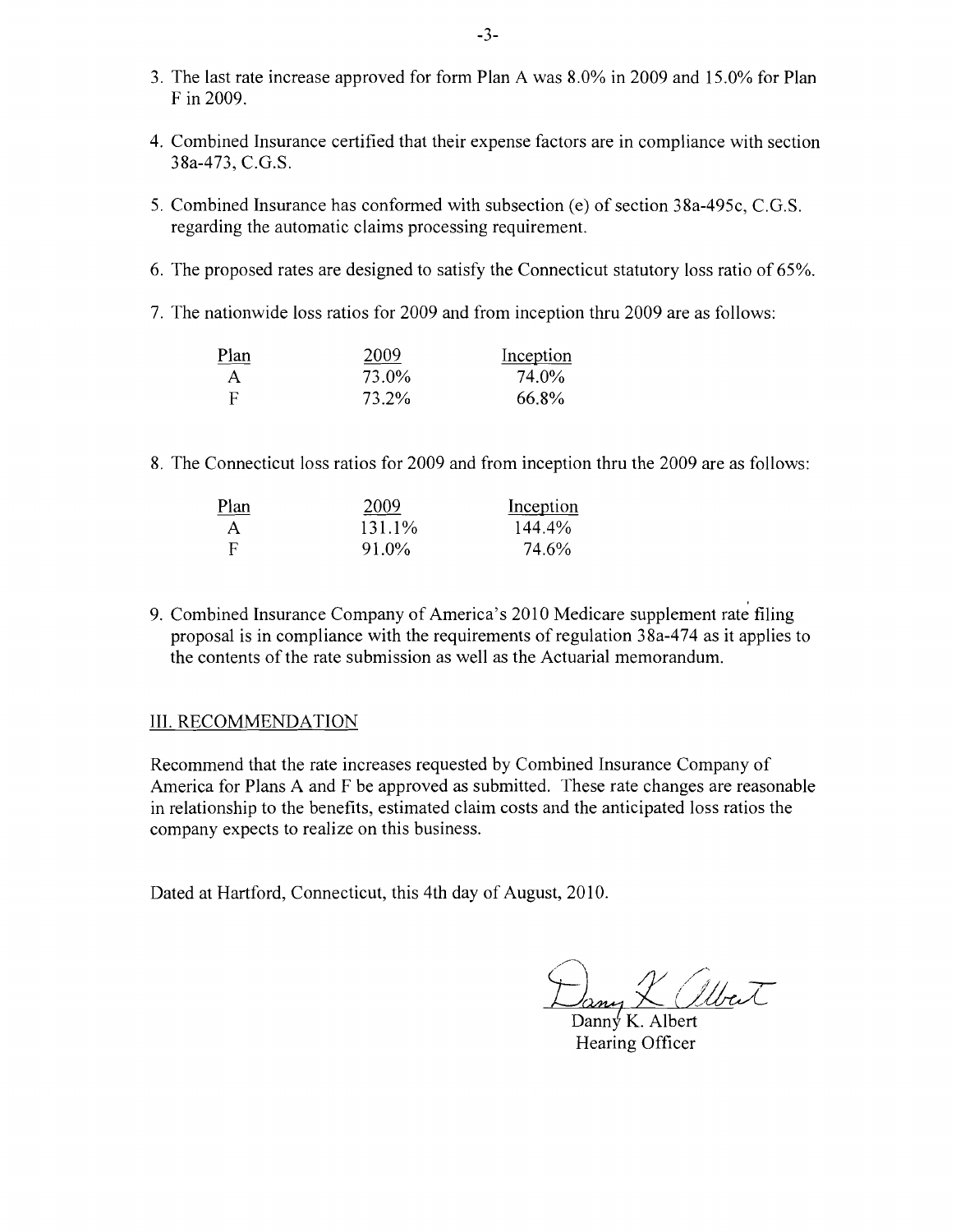3. The last rate increase approved for form Plan A was 8.0% in 2009 and 15.0% for Plan F in 2009.

4. Combined Insurance certified that their expense factors are in compliance with section 38a-473, C.G.S.

5. Combined Insurance has conformed with subsection (e) of section 38a-495c, C.G.S. regarding the automatic claims processing requirement.

6. The proposed rates are designed to satisfy the Connecticut statutory loss ratio of 65%.

7. The nationwide loss ratios for 2009 and from inception thru 2009 are as follows:

| Plan | 2009 | Inception |
|---|---|---|
| A | 73.0% | 74.0% |
| F | 73.2% | 66.8% |

8. The Connecticut loss ratios for 2009 and from inception thru the 2009 are as follows:

| Plan | 2009 | Inception |
|---|---|---|
| A | 131.1% | 144.4% |
| F | 91.0% | 74.6% |

9. Combined Insurance Company of America's 2010 Medicare supplement rate filing proposal is in compliance with the requirements of regulation 38a-474 as it applies to the contents of the rate submission as well as the Actuarial memorandum.

## III. RECOMMENDATION

Recommend that the rate increases requested by Combined Insurance Company of America for Plans A and F be approved as submitted. These rate changes are reasonable in relationship to the benefits, estimated claim costs and the anticipated loss ratios the company expects to realize on this business.

Dated at Hartford, Connecticut, this 4th day of August, 2010.

Danny K. Albert
Hearing Officer